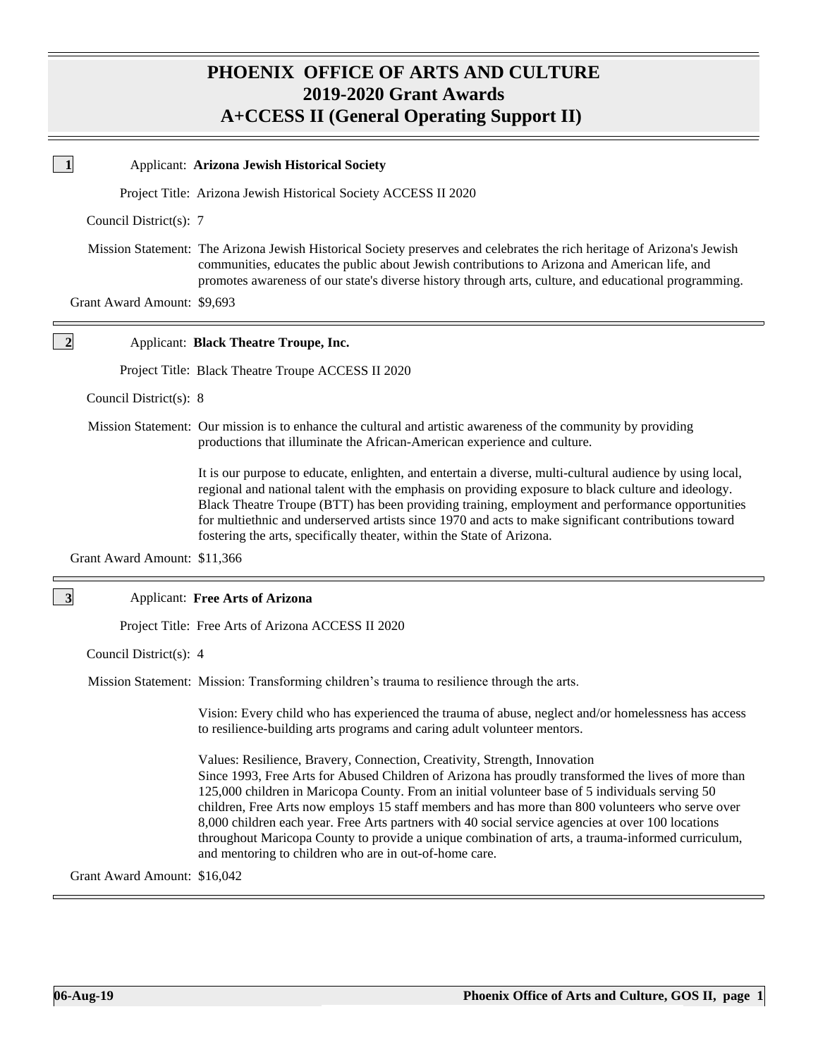# PHOENIX OFFICE OF ARTS AND CULTURE
## 2019-2020 Grant Awards
## A+CCESS II (General Operating Support II)

---

**1**

Applicant: **Arizona Jewish Historical Society**

Project Title: Arizona Jewish Historical Society ACCESS II 2020

Council District(s): 7

Mission Statement: The Arizona Jewish Historical Society preserves and celebrates the rich heritage of Arizona's Jewish communities, educates the public about Jewish contributions to Arizona and American life, and promotes awareness of our state's diverse history through arts, culture, and educational programming.

Grant Award Amount: $9,693

---

**2**

Applicant: **Black Theatre Troupe, Inc.**

Project Title: Black Theatre Troupe ACCESS II 2020

Council District(s): 8

Mission Statement: Our mission is to enhance the cultural and artistic awareness of the community by providing productions that illuminate the African-American experience and culture.

It is our purpose to educate, enlighten, and entertain a diverse, multi-cultural audience by using local, regional and national talent with the emphasis on providing exposure to black culture and ideology. Black Theatre Troupe (BTT) has been providing training, employment and performance opportunities for multiethnic and underserved artists since 1970 and acts to make significant contributions toward fostering the arts, specifically theater, within the State of Arizona.

Grant Award Amount: $11,366

---

**3**

Applicant: **Free Arts of Arizona**

Project Title: Free Arts of Arizona ACCESS II 2020

Council District(s): 4

Mission Statement: Mission: Transforming children's trauma to resilience through the arts.

Vision: Every child who has experienced the trauma of abuse, neglect and/or homelessness has access to resilience-building arts programs and caring adult volunteer mentors.

Values: Resilience, Bravery, Connection, Creativity, Strength, Innovation
Since 1993, Free Arts for Abused Children of Arizona has proudly transformed the lives of more than 125,000 children in Maricopa County. From an initial volunteer base of 5 individuals serving 50 children, Free Arts now employs 15 staff members and has more than 800 volunteers who serve over 8,000 children each year. Free Arts partners with 40 social service agencies at over 100 locations throughout Maricopa County to provide a unique combination of arts, a trauma-informed curriculum, and mentoring to children who are in out-of-home care.

Grant Award Amount: $16,042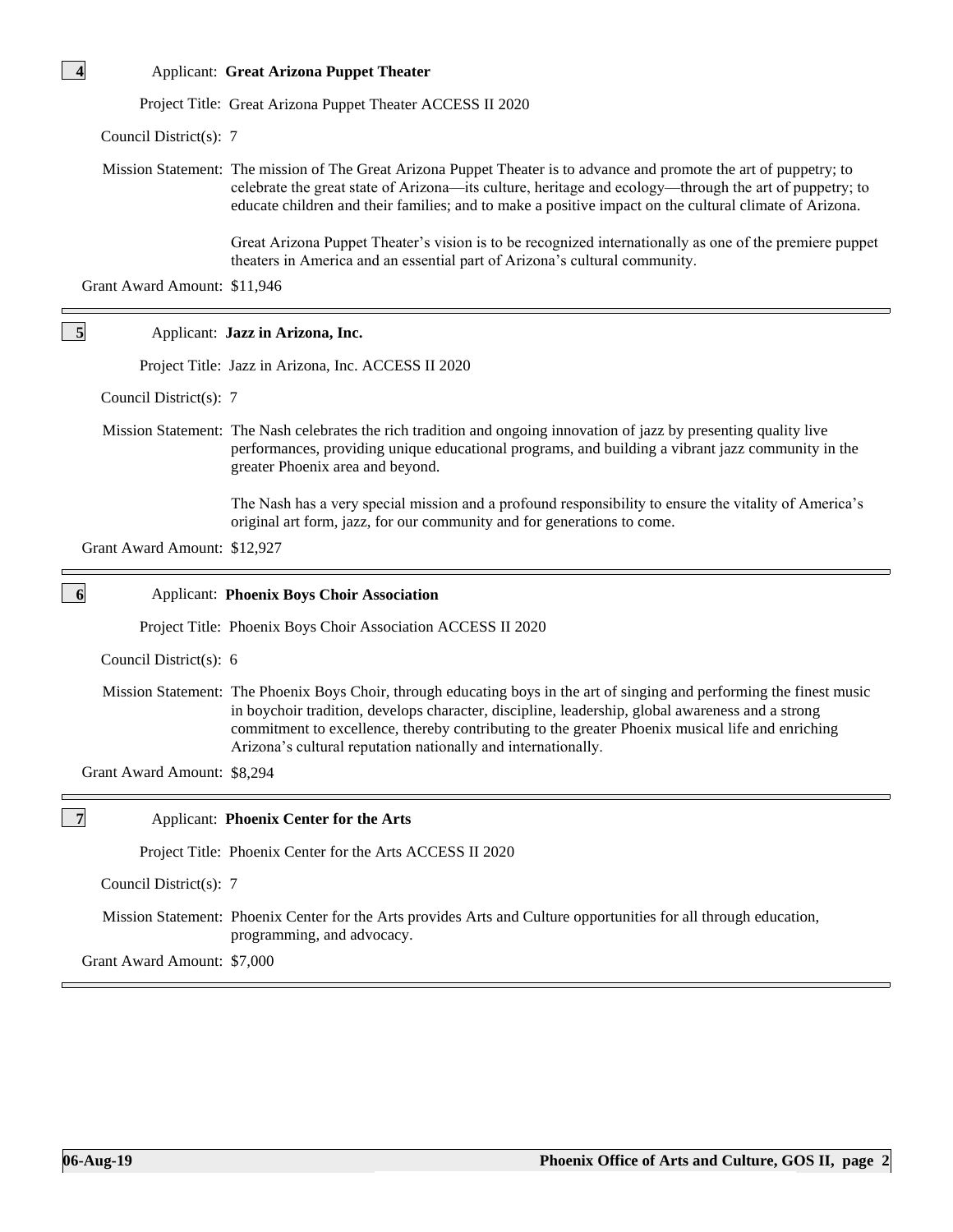**4**

Applicant: **Great Arizona Puppet Theater**

Project Title: Great Arizona Puppet Theater ACCESS II 2020

Council District(s): 7

Mission Statement: The mission of The Great Arizona Puppet Theater is to advance and promote the art of puppetry; to celebrate the great state of Arizona—its culture, heritage and ecology—through the art of puppetry; to educate children and their families; and to make a positive impact on the cultural climate of Arizona.

Great Arizona Puppet Theater's vision is to be recognized internationally as one of the premiere puppet theaters in America and an essential part of Arizona's cultural community.

Grant Award Amount: $11,946

---

**5**

Applicant: **Jazz in Arizona, Inc.**

Project Title: Jazz in Arizona, Inc. ACCESS II 2020

Council District(s): 7

Mission Statement: The Nash celebrates the rich tradition and ongoing innovation of jazz by presenting quality live performances, providing unique educational programs, and building a vibrant jazz community in the greater Phoenix area and beyond.

The Nash has a very special mission and a profound responsibility to ensure the vitality of America's original art form, jazz, for our community and for generations to come.

Grant Award Amount: $12,927

---

**6**

Applicant: **Phoenix Boys Choir Association**

Project Title: Phoenix Boys Choir Association ACCESS II 2020

Council District(s): 6

Mission Statement: The Phoenix Boys Choir, through educating boys in the art of singing and performing the finest music in boychoir tradition, develops character, discipline, leadership, global awareness and a strong commitment to excellence, thereby contributing to the greater Phoenix musical life and enriching Arizona's cultural reputation nationally and internationally.

Grant Award Amount: $8,294

---

**7**

Applicant: **Phoenix Center for the Arts**

Project Title: Phoenix Center for the Arts ACCESS II 2020

Council District(s): 7

Mission Statement: Phoenix Center for the Arts provides Arts and Culture opportunities for all through education, programming, and advocacy.

Grant Award Amount: $7,000

---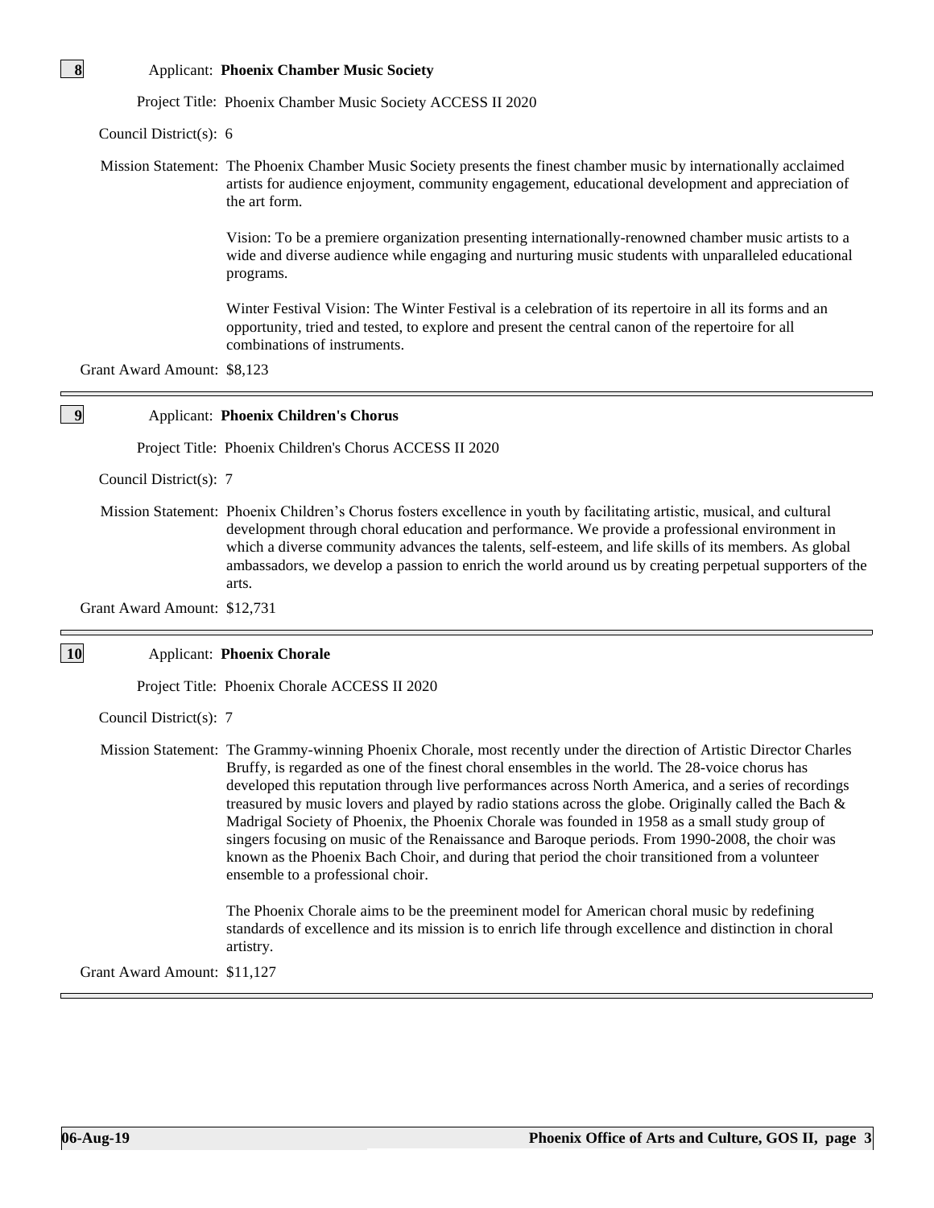**8**

Applicant: **Phoenix Chamber Music Society**

Project Title: Phoenix Chamber Music Society ACCESS II 2020

Council District(s): 6

Mission Statement: The Phoenix Chamber Music Society presents the finest chamber music by internationally acclaimed artists for audience enjoyment, community engagement, educational development and appreciation of the art form.

Vision: To be a premiere organization presenting internationally-renowned chamber music artists to a wide and diverse audience while engaging and nurturing music students with unparalleled educational programs.

Winter Festival Vision: The Winter Festival is a celebration of its repertoire in all its forms and an opportunity, tried and tested, to explore and present the central canon of the repertoire for all combinations of instruments.

Grant Award Amount: $8,123

---

**9**

Applicant: **Phoenix Children's Chorus**

Project Title: Phoenix Children's Chorus ACCESS II 2020

Council District(s): 7

Mission Statement: Phoenix Children's Chorus fosters excellence in youth by facilitating artistic, musical, and cultural development through choral education and performance. We provide a professional environment in which a diverse community advances the talents, self-esteem, and life skills of its members. As global ambassadors, we develop a passion to enrich the world around us by creating perpetual supporters of the arts.

Grant Award Amount: $12,731

---

**10**

Applicant: **Phoenix Chorale**

Project Title: Phoenix Chorale ACCESS II 2020

Council District(s): 7

Mission Statement: The Grammy-winning Phoenix Chorale, most recently under the direction of Artistic Director Charles Bruffy, is regarded as one of the finest choral ensembles in the world. The 28-voice chorus has developed this reputation through live performances across North America, and a series of recordings treasured by music lovers and played by radio stations across the globe. Originally called the Bach & Madrigal Society of Phoenix, the Phoenix Chorale was founded in 1958 as a small study group of singers focusing on music of the Renaissance and Baroque periods. From 1990-2008, the choir was known as the Phoenix Bach Choir, and during that period the choir transitioned from a volunteer ensemble to a professional choir.

The Phoenix Chorale aims to be the preeminent model for American choral music by redefining standards of excellence and its mission is to enrich life through excellence and distinction in choral artistry.

Grant Award Amount: $11,127

---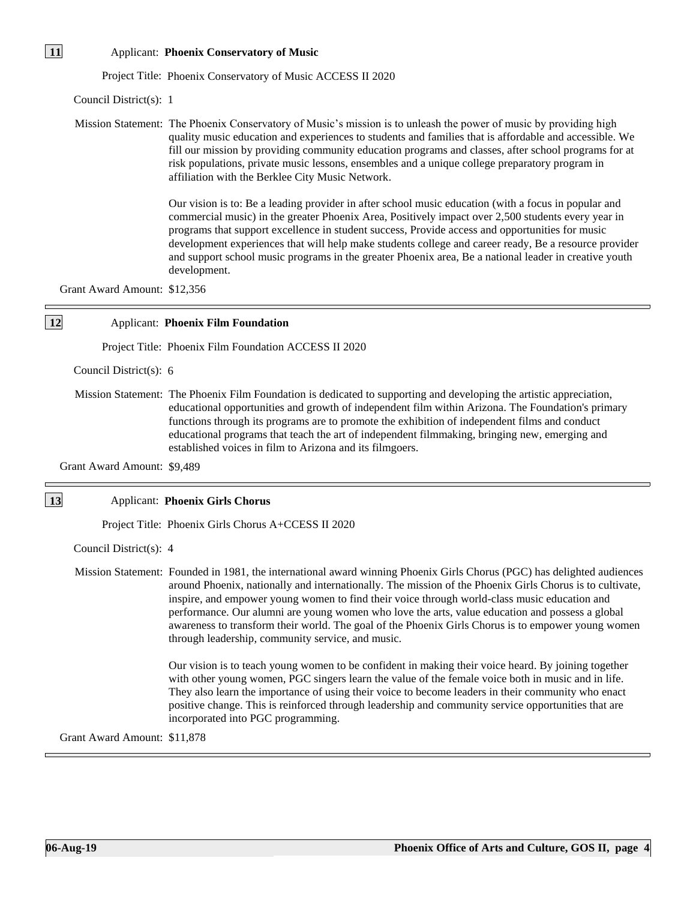**11** Applicant: **Phoenix Conservatory of Music**

Project Title: Phoenix Conservatory of Music ACCESS II 2020

Council District(s): 1

Mission Statement: The Phoenix Conservatory of Music's mission is to unleash the power of music by providing high quality music education and experiences to students and families that is affordable and accessible. We fill our mission by providing community education programs and classes, after school programs for at risk populations, private music lessons, ensembles and a unique college preparatory program in affiliation with the Berklee City Music Network.

Our vision is to: Be a leading provider in after school music education (with a focus in popular and commercial music) in the greater Phoenix Area, Positively impact over 2,500 students every year in programs that support excellence in student success, Provide access and opportunities for music development experiences that will help make students college and career ready, Be a resource provider and support school music programs in the greater Phoenix area, Be a national leader in creative youth development.

Grant Award Amount: $12,356

---

**12** Applicant: **Phoenix Film Foundation**

Project Title: Phoenix Film Foundation ACCESS II 2020

Council District(s): 6

Mission Statement: The Phoenix Film Foundation is dedicated to supporting and developing the artistic appreciation, educational opportunities and growth of independent film within Arizona. The Foundation's primary functions through its programs are to promote the exhibition of independent films and conduct educational programs that teach the art of independent filmmaking, bringing new, emerging and established voices in film to Arizona and its filmgoers.

Grant Award Amount: $9,489

---

**13** Applicant: **Phoenix Girls Chorus**

Project Title: Phoenix Girls Chorus A+CCESS II 2020

Council District(s): 4

Mission Statement: Founded in 1981, the international award winning Phoenix Girls Chorus (PGC) has delighted audiences around Phoenix, nationally and internationally. The mission of the Phoenix Girls Chorus is to cultivate, inspire, and empower young women to find their voice through world-class music education and performance. Our alumni are young women who love the arts, value education and possess a global awareness to transform their world. The goal of the Phoenix Girls Chorus is to empower young women through leadership, community service, and music.

Our vision is to teach young women to be confident in making their voice heard. By joining together with other young women, PGC singers learn the value of the female voice both in music and in life. They also learn the importance of using their voice to become leaders in their community who enact positive change. This is reinforced through leadership and community service opportunities that are incorporated into PGC programming.

Grant Award Amount: $11,878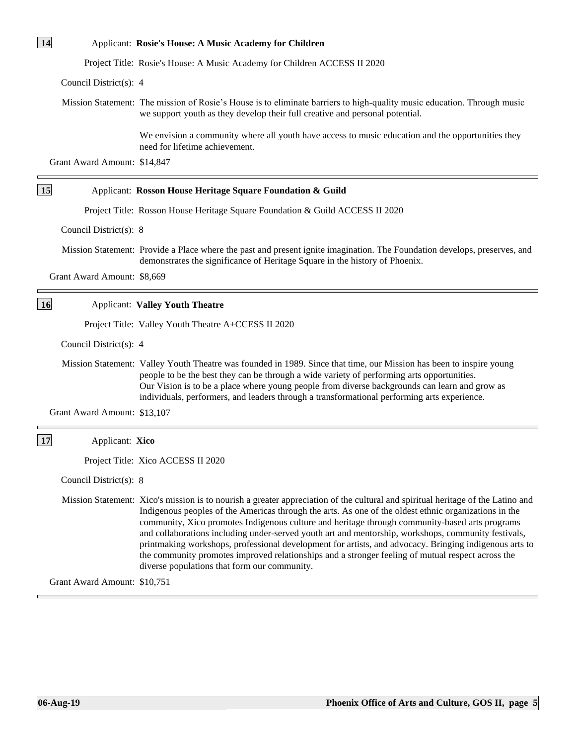**14** Applicant: **Rosie's House: A Music Academy for Children**

Project Title: Rosie's House: A Music Academy for Children ACCESS II 2020

Council District(s): 4

Mission Statement: The mission of Rosie’s House is to eliminate barriers to high-quality music education. Through music we support youth as they develop their full creative and personal potential.

We envision a community where all youth have access to music education and the opportunities they need for lifetime achievement.

Grant Award Amount: $14,847

---

**15** Applicant: **Rosson House Heritage Square Foundation & Guild**

Project Title: Rosson House Heritage Square Foundation & Guild ACCESS II 2020

Council District(s): 8

Mission Statement: Provide a Place where the past and present ignite imagination. The Foundation develops, preserves, and demonstrates the significance of Heritage Square in the history of Phoenix.

Grant Award Amount: $8,669

---

**16** Applicant: **Valley Youth Theatre**

Project Title: Valley Youth Theatre A+CCESS II 2020

Council District(s): 4

Mission Statement: Valley Youth Theatre was founded in 1989. Since that time, our Mission has been to inspire young people to be the best they can be through a wide variety of performing arts opportunities.
Our Vision is to be a place where young people from diverse backgrounds can learn and grow as individuals, performers, and leaders through a transformational performing arts experience.

Grant Award Amount: $13,107

---

**17** Applicant: **Xico**

Project Title: Xico ACCESS II 2020

Council District(s): 8

Mission Statement: Xico's mission is to nourish a greater appreciation of the cultural and spiritual heritage of the Latino and Indigenous peoples of the Americas through the arts. As one of the oldest ethnic organizations in the community, Xico promotes Indigenous culture and heritage through community-based arts programs and collaborations including under-served youth art and mentorship, workshops, community festivals, printmaking workshops, professional development for artists, and advocacy. Bringing indigenous arts to the community promotes improved relationships and a stronger feeling of mutual respect across the diverse populations that form our community.

Grant Award Amount: $10,751

---